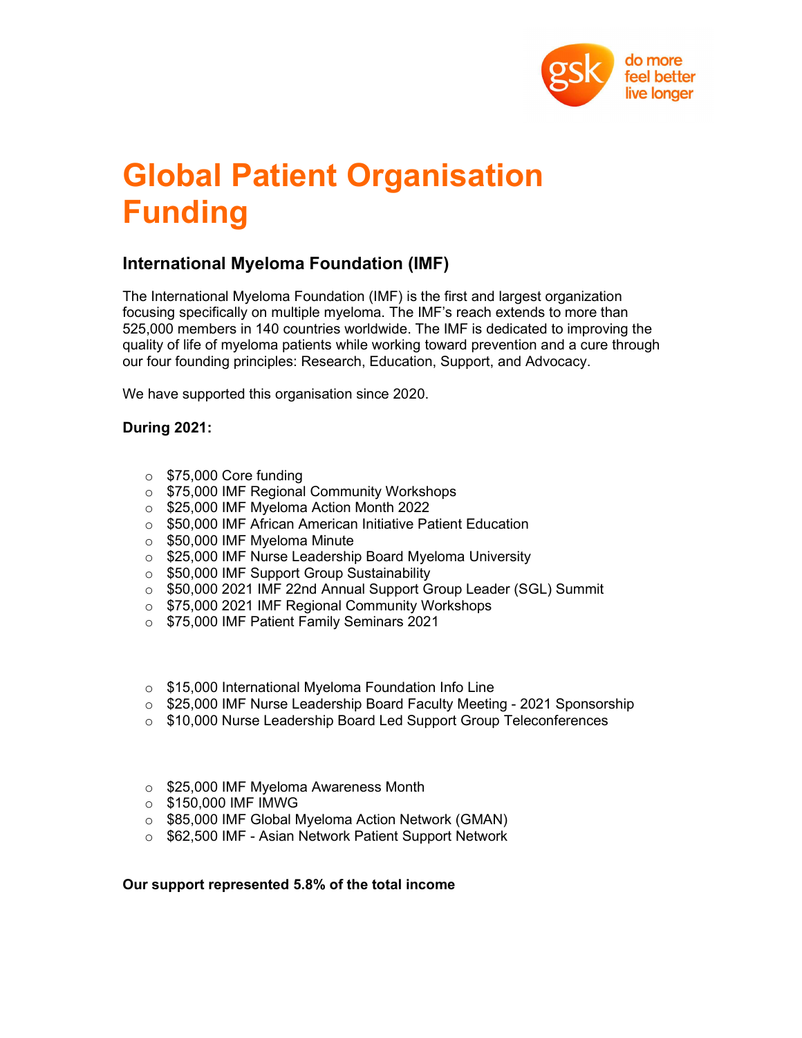# Global Patient Organisation Funding

## International Myeloma Foundation (IMF)

The International Myeloma Foundation (IMF) is the first and largest organization focusing specifically on multiple myeloma. The IMF's reach extends to more than 525,000 members in 140 countries worldwide. The IMF is dedicated to improving the quality of life of myeloma patients while working toward prevention and a cure through our four founding principles: Research, Education, Support, and Advocacy.

We have supported this organisation since 2020.

**During 2021:**

- $75,000 Core funding
- $75,000 IMF Regional Community Workshops
- $25,000 IMF Myeloma Action Month 2022
- $50,000 IMF African American Initiative Patient Education
- $50,000 IMF Myeloma Minute
- $25,000 IMF Nurse Leadership Board Myeloma University
- $50,000 IMF Support Group Sustainability
- $50,000 2021 IMF 22nd Annual Support Group Leader (SGL) Summit
- $75,000 2021 IMF Regional Community Workshops
- $75,000 IMF Patient Family Seminars 2021

- $15,000 International Myeloma Foundation Info Line
- $25,000 IMF Nurse Leadership Board Faculty Meeting - 2021 Sponsorship
- $10,000 Nurse Leadership Board Led Support Group Teleconferences

- $25,000 IMF Myeloma Awareness Month
- $150,000 IMF IMWG
- $85,000 IMF Global Myeloma Action Network (GMAN)
- $62,500 IMF - Asian Network Patient Support Network

**Our support represented 5.8% of the total income**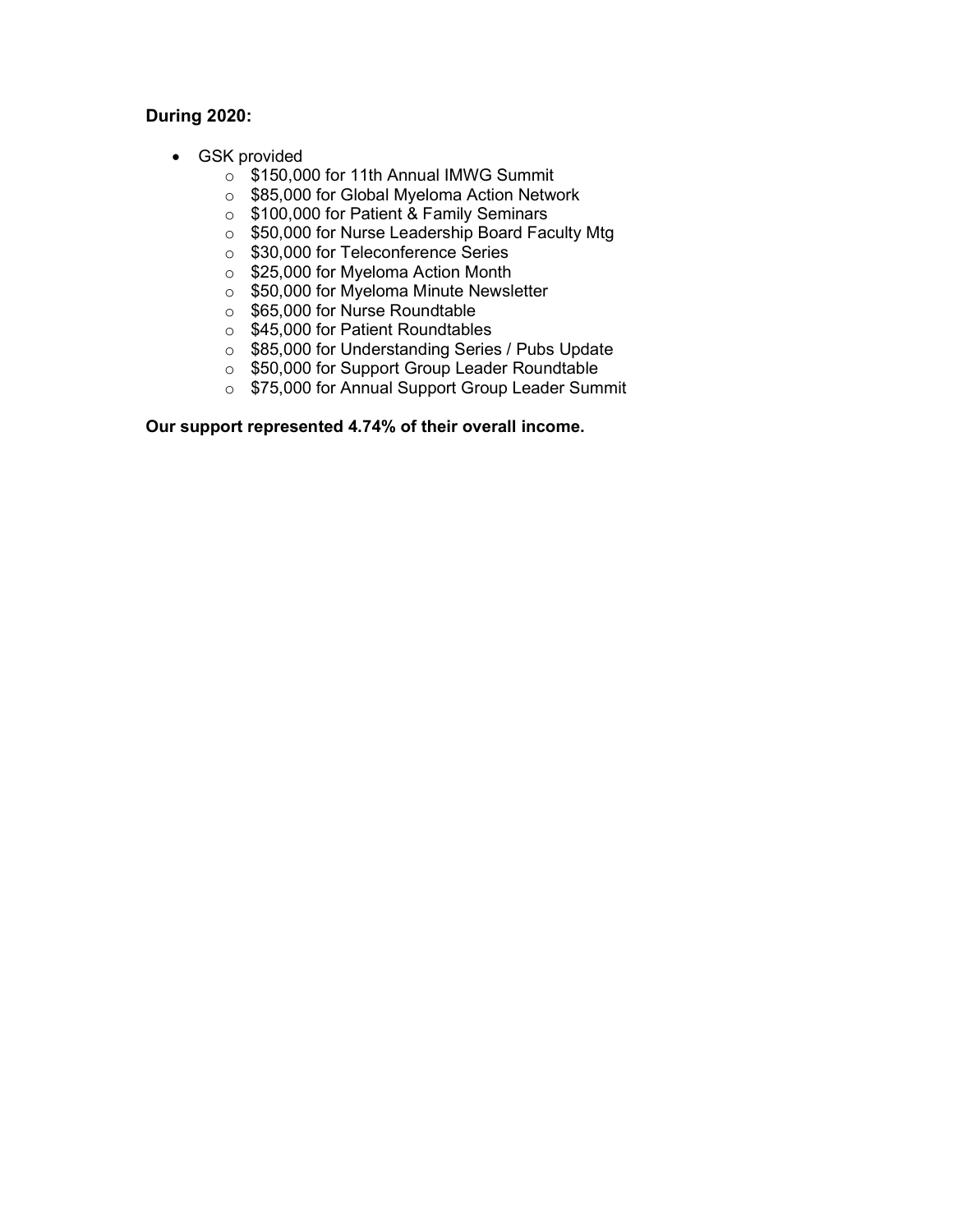**During 2020:**

- GSK provided
  - $150,000 for 11th Annual IMWG Summit
  - $85,000 for Global Myeloma Action Network
  - $100,000 for Patient & Family Seminars
  - $50,000 for Nurse Leadership Board Faculty Mtg
  - $30,000 for Teleconference Series
  - $25,000 for Myeloma Action Month
  - $50,000 for Myeloma Minute Newsletter
  - $65,000 for Nurse Roundtable
  - $45,000 for Patient Roundtables
  - $85,000 for Understanding Series / Pubs Update
  - $50,000 for Support Group Leader Roundtable
  - $75,000 for Annual Support Group Leader Summit

**Our support represented 4.74% of their overall income.**